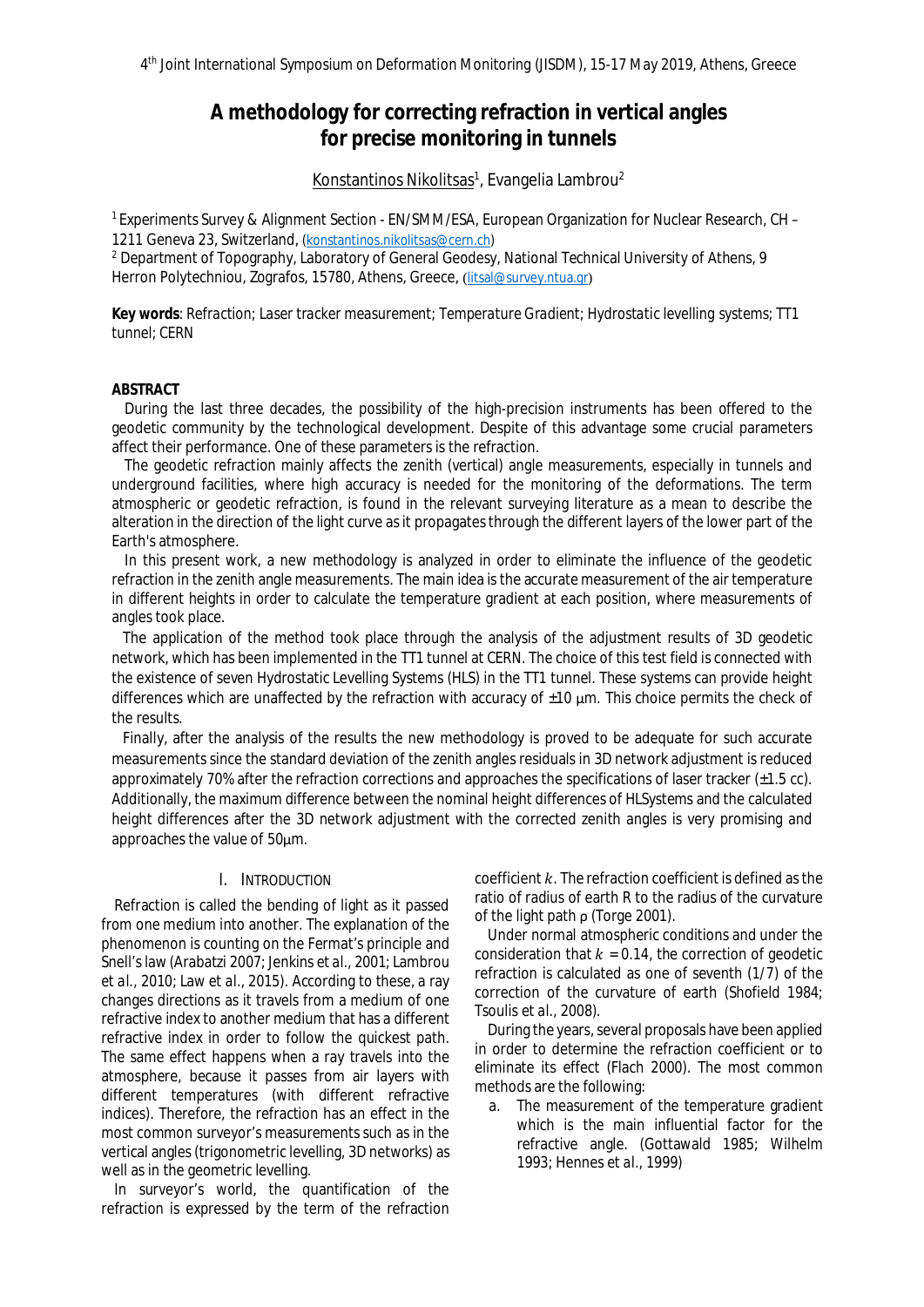# A methodology for correcting refraction in vertical angles for precise monitoring in tunnels

Konstantinos Nikolitsas[1], Evangelia Lambrou[2]

[1] Experiments Survey & Alignment Section - EN/SMM/ESA, European Organization for Nuclear Research, CH – 1211 Geneva 23, Switzerland, (konstantinos.nikolitsas@cern.ch)

[2] Department of Topography, Laboratory of General Geodesy, National Technical University of Athens, 9 Herron Polytechniou, Zografos, 15780, Athens, Greece, (litsal@survey.ntua.gr)

**Key words**: *Refraction; Laser tracker measurement; Temperature Gradient; Hydrostatic levelling systems; TT1 tunnel; CERN*

## ABSTRACT

During the last three decades, the possibility of the high-precision instruments has been offered to the geodetic community by the technological development. Despite of this advantage some crucial parameters affect their performance. One of these parameters is the refraction.

The geodetic refraction mainly affects the zenith (vertical) angle measurements, especially in tunnels and underground facilities, where high accuracy is needed for the monitoring of the deformations. The term atmospheric or geodetic refraction, is found in the relevant surveying literature as a mean to describe the alteration in the direction of the light curve as it propagates through the different layers of the lower part of the Earth's atmosphere.

In this present work, a new methodology is analyzed in order to eliminate the influence of the geodetic refraction in the zenith angle measurements. The main idea is the accurate measurement of the air temperature in different heights in order to calculate the temperature gradient at each position, where measurements of angles took place.

The application of the method took place through the analysis of the adjustment results of 3D geodetic network, which has been implemented in the TT1 tunnel at CERN. The choice of this test field is connected with the existence of seven Hydrostatic Levelling Systems (HLS) in the TT1 tunnel. These systems can provide height differences which are unaffected by the refraction with accuracy of ±10 μm. This choice permits the check of the results.

Finally, after the analysis of the results the new methodology is proved to be adequate for such accurate measurements since the standard deviation of the zenith angles residuals in 3D network adjustment is reduced approximately 70% after the refraction corrections and approaches the specifications of laser tracker (±1.5 cc). Additionally, the maximum difference between the nominal height differences of HLSystems and the calculated height differences after the 3D network adjustment with the corrected zenith angles is very promising and approaches the value of 50μm.

## I. INTRODUCTION

Refraction is called the bending of light as it passed from one medium into another. The explanation of the phenomenon is counting on the Fermat's principle and Snell's law (Arabatzi 2007; Jenkins *et al.*, 2001; Lambrou *et al.*, 2010; Law *et al.*, 2015). According to these, a ray changes directions as it travels from a medium of one refractive index to another medium that has a different refractive index in order to follow the quickest path. The same effect happens when a ray travels into the atmosphere, because it passes from air layers with different temperatures (with different refractive indices). Therefore, the refraction has an effect in the most common surveyor's measurements such as in the vertical angles (trigonometric levelling, 3D networks) as well as in the geometric levelling.

In surveyor's world, the quantification of the refraction is expressed by the term of the refraction coefficient $k$. The refraction coefficient is defined as the ratio of radius of earth R to the radius of the curvature of the light path ρ (Torge 2001).

Under normal atmospheric conditions and under the consideration that $k = 0.14$, the correction of geodetic refraction is calculated as one of seventh (1/7) of the correction of the curvature of earth (Shofield 1984; Tsoulis *et al.*, 2008).

During the years, several proposals have been applied in order to determine the refraction coefficient or to eliminate its effect (Flach 2000). The most common methods are the following:

a. The measurement of the temperature gradient which is the main influential factor for the refractive angle. (Gottawald 1985; Wilhelm 1993; Hennes *et al.*, 1999)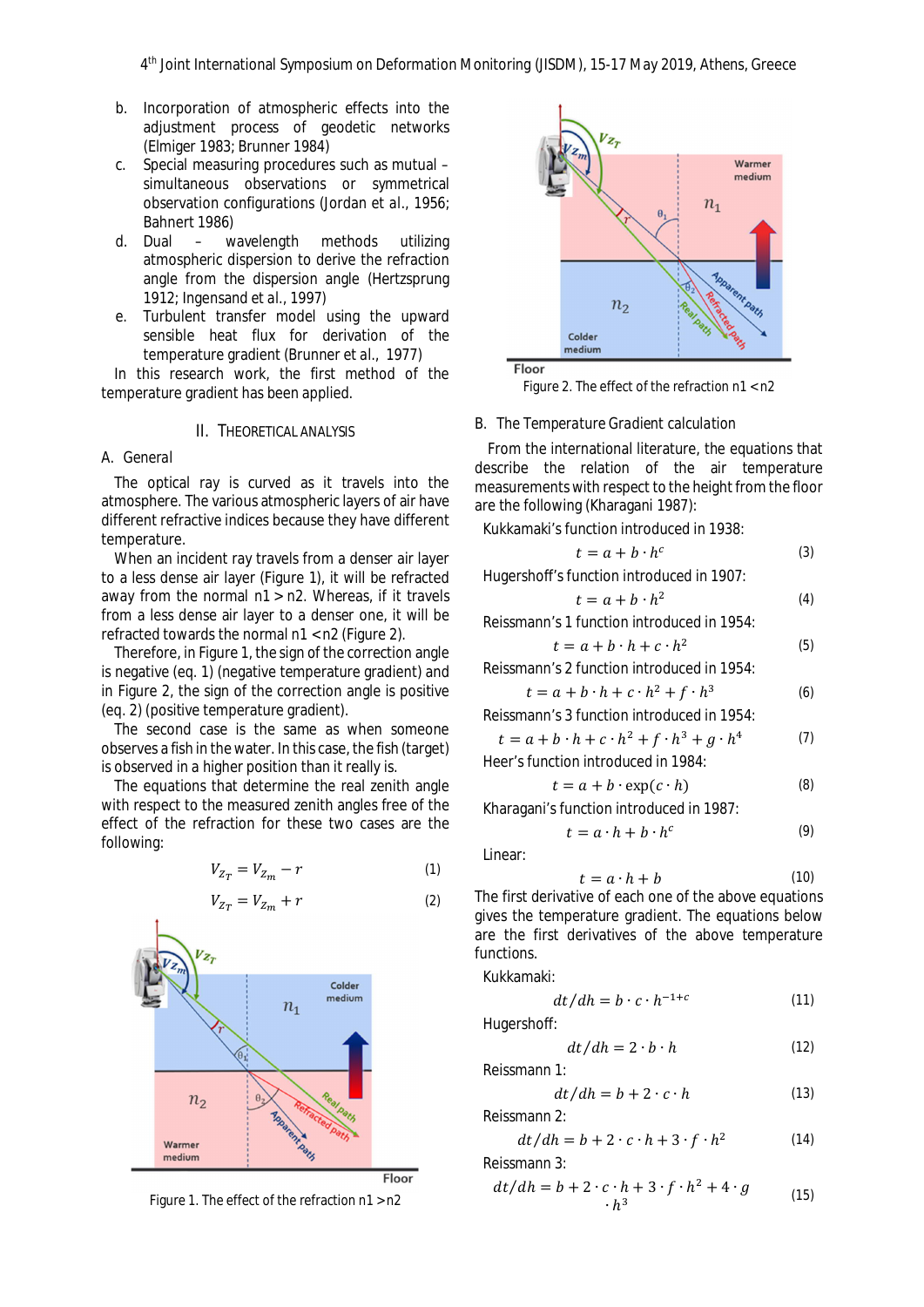b. Incorporation of atmospheric effects into the adjustment process of geodetic networks (Elmiger 1983; Brunner 1984)
c. Special measuring procedures such as mutual – simultaneous observations or symmetrical observation configurations (Jordan et al., 1956; Bahnert 1986)
d. Dual – wavelength methods utilizing atmospheric dispersion to derive the refraction angle from the dispersion angle (Hertzsprung 1912; Ingensand et al., 1997)
e. Turbulent transfer model using the upward sensible heat flux for derivation of the temperature gradient (Brunner et al., 1977)

In this research work, the first method of the temperature gradient has been applied.

## II. Theoretical Analysis

### A. General

The optical ray is curved as it travels into the atmosphere. The various atmospheric layers of air have different refractive indices because they have different temperature.

When an incident ray travels from a denser air layer to a less dense air layer (Figure 1), it will be refracted away from the normal n1 > n2. Whereas, if it travels from a less dense air layer to a denser one, it will be refracted towards the normal n1 < n2 (Figure 2).

Therefore, in Figure 1, the sign of the correction angle is negative (eq. 1) (negative temperature gradient) and in Figure 2, the sign of the correction angle is positive (eq. 2) (positive temperature gradient).

The second case is the same as when someone observes a fish in the water. In this case, the fish (target) is observed in a higher position than it really is.

The equations that determine the real zenith angle with respect to the measured zenith angles free of the effect of the refraction for these two cases are the following:

$$V_{Z_T} = V_{Z_m} - r \tag{1}$$

$$V_{Z_T} = V_{Z_m} + r \tag{2}$$

Figure 1. The effect of the refraction n1 > n2

Figure 2. The effect of the refraction n1 < n2

### B. The Temperature Gradient calculation

From the international literature, the equations that describe the relation of the air temperature measurements with respect to the height from the floor are the following (Kharagani 1987):

Kukkamaki's function introduced in 1938:

$$t = a + b \cdot h^c \tag{3}$$

Hugershoff's function introduced in 1907:

$$t = a + b \cdot h^2 \tag{4}$$

Reissmann's 1 function introduced in 1954:

$$t = a + b \cdot h + c \cdot h^2 \tag{5}$$

Reissmann's 2 function introduced in 1954:

$$t = a + b \cdot h + c \cdot h^2 + f \cdot h^3 \tag{6}$$

Reissmann's 3 function introduced in 1954:

$$t = a + b \cdot h + c \cdot h^2 + f \cdot h^3 + g \cdot h^4 \tag{7}$$

Heer's function introduced in 1984:

$$t = a + b \cdot \exp(c \cdot h) \tag{8}$$

Kharagani's function introduced in 1987:

$$t = a \cdot h + b \cdot h^c \tag{9}$$

Linear:

$$t = a \cdot h + b \tag{10}$$

The first derivative of each one of the above equations gives the temperature gradient. The equations below are the first derivatives of the above temperature functions.

Kukkamaki:

$$dt/dh = b \cdot c \cdot h^{-1+c} \tag{11}$$

Hugershoff:

$$dt/dh = 2 \cdot b \cdot h \tag{12}$$

Reissmann 1:

$$dt/dh = b + 2 \cdot c \cdot h \tag{13}$$

Reissmann 2:

$$dt/dh = b + 2 \cdot c \cdot h + 3 \cdot f \cdot h^2 \tag{14}$$

Reissmann 3:

$$dt/dh = b + 2 \cdot c \cdot h + 3 \cdot f \cdot h^2 + 4 \cdot g \cdot h^3 \tag{15}$$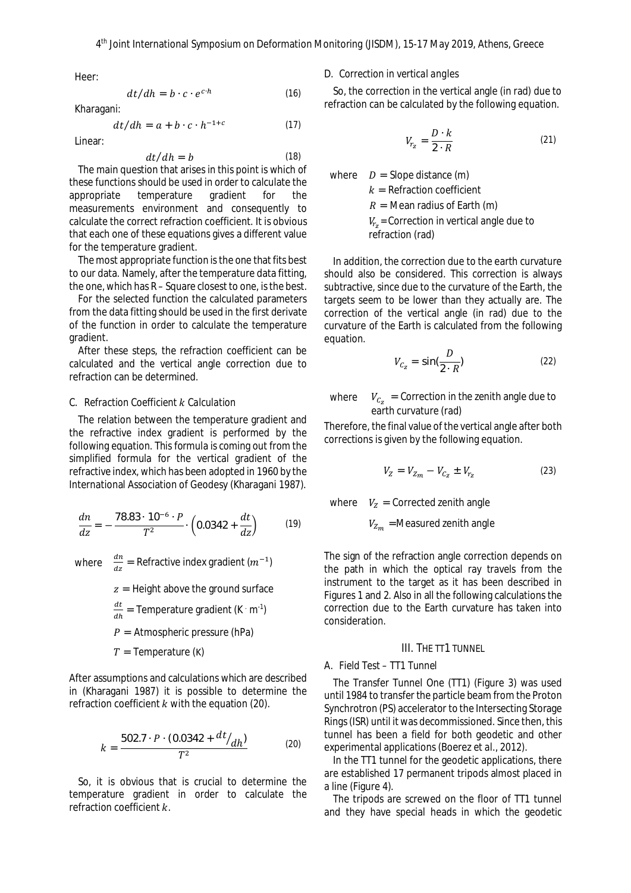Heer:

$$dt/dh = b \cdot c \cdot e^{c \cdot h} \tag{16}$$

Kharagani:

$$dt/dh = a + b \cdot c \cdot h^{-1+c} \tag{17}$$

Linear:

$$dt/dh = b \tag{18}$$

The main question that arises in this point is which of these functions should be used in order to calculate the appropriate temperature gradient for the measurements environment and consequently to calculate the correct refraction coefficient. It is obvious that each one of these equations gives a different value for the temperature gradient.

The most appropriate function is the one that fits best to our data. Namely, after the temperature data fitting, the one, which has R – Square closest to one, is the best.

For the selected function the calculated parameters from the data fitting should be used in the first derivate of the function in order to calculate the temperature gradient.

After these steps, the refraction coefficient can be calculated and the vertical angle correction due to refraction can be determined.

### C. Refraction Coefficient $k$ Calculation

The relation between the temperature gradient and the refractive index gradient is performed by the following equation. This formula is coming out from the simplified formula for the vertical gradient of the refractive index, which has been adopted in 1960 by the International Association of Geodesy (Kharagani 1987).

$$\frac{dn}{dz} = -\frac{78.83 \cdot 10^{-6} \cdot P}{T^2} \cdot \left(0.0342 + \frac{dt}{dz}\right) \tag{19}$$

where $\frac{dn}{dz}$ = Refractive index gradient ($m^{-1}$)

$z$ = Height above the ground surface

$\frac{dt}{dh}$ = Temperature gradient ($K \cdot m^{-1}$)

$P$ = Atmospheric pressure (hPa)

$T$ = Temperature (K)

After assumptions and calculations which are described in (Kharagani 1987) it is possible to determine the refraction coefficient $k$ with the equation (20).

$$k = \frac{502.7 \cdot P \cdot (0.0342 + {}^{dt}/_{dh})}{T^2} \tag{20}$$

So, it is obvious that is crucial to determine the temperature gradient in order to calculate the refraction coefficient $k$.

### D. Correction in vertical angles

So, the correction in the vertical angle (in rad) due to refraction can be calculated by the following equation.

$$V_{r_z} = \frac{D \cdot k}{2 \cdot R} \tag{21}$$

where $D$ = Slope distance (m)

$k$ = Refraction coefficient

$R$ = Mean radius of Earth (m)

$V_{r_z}$ = Correction in vertical angle due to refraction (rad)

In addition, the correction due to the earth curvature should also be considered. This correction is always subtractive, since due to the curvature of the Earth, the targets seem to be lower than they actually are. The correction of the vertical angle (in rad) due to the curvature of the Earth is calculated from the following equation.

$$V_{C_z} = \sin\left(\frac{D}{2 \cdot R}\right) \tag{22}$$

where $V_{C_z}$ = Correction in the zenith angle due to earth curvature (rad)

Therefore, the final value of the vertical angle after both corrections is given by the following equation.

$$V_Z = V_{Z_m} - V_{C_z} \pm V_{r_z} \tag{23}$$

where $V_Z$ = Corrected zenith angle

$V_{Z_m}$ = Measured zenith angle

The sign of the refraction angle correction depends on the path in which the optical ray travels from the instrument to the target as it has been described in Figures 1 and 2. Also in all the following calculations the correction due to the Earth curvature has taken into consideration.

## III. The TT1 Tunnel

### A. Field Test – TT1 Tunnel

The Transfer Tunnel One (TT1) (Figure 3) was used until 1984 to transfer the particle beam from the Proton Synchrotron (PS) accelerator to the Intersecting Storage Rings (ISR) until it was decommissioned. Since then, this tunnel has been a field for both geodetic and other experimental applications (Boerez et al., 2012).

In the TT1 tunnel for the geodetic applications, there are established 17 permanent tripods almost placed in a line (Figure 4).

The tripods are screwed on the floor of TT1 tunnel and they have special heads in which the geodetic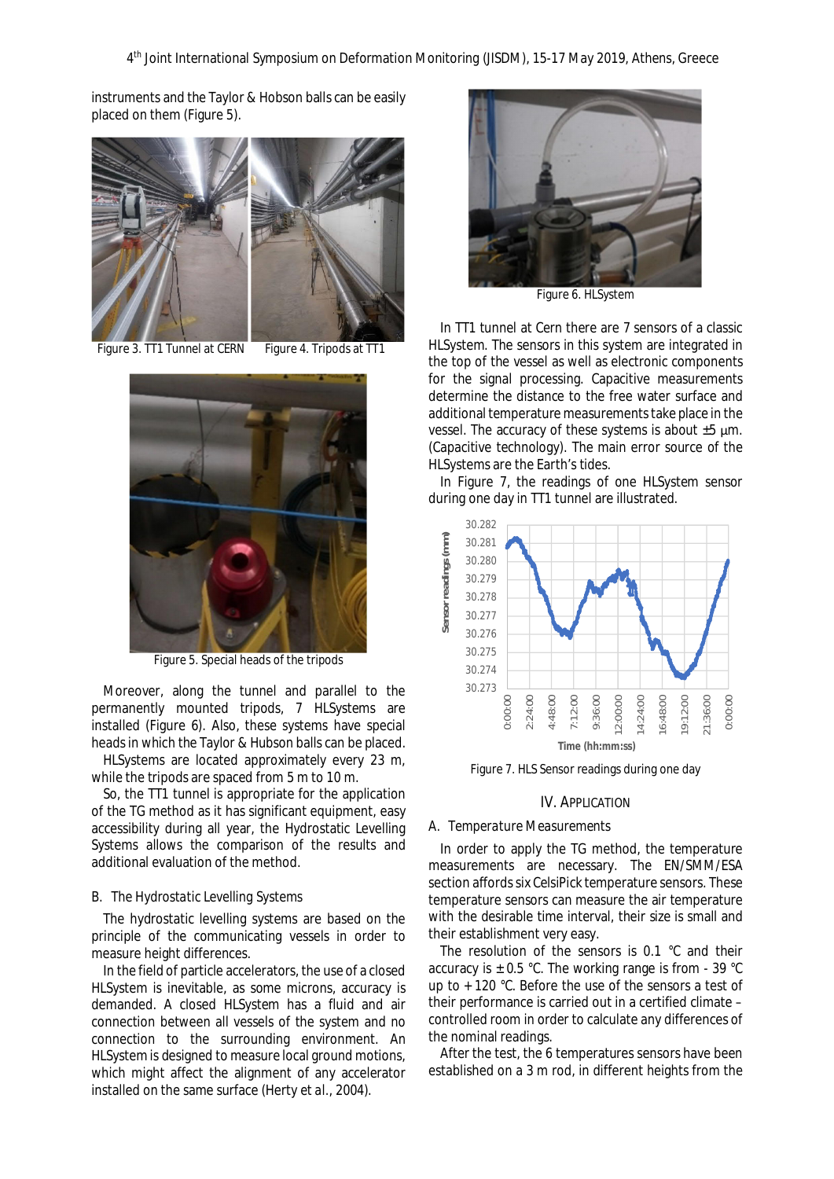instruments and the Taylor & Hobson balls can be easily placed on them (Figure 5).

Figure 3. TT1 Tunnel at CERN    Figure 4. Tripods at TT1

Figure 5. Special heads of the tripods

Moreover, along the tunnel and parallel to the permanently mounted tripods, 7 HLSystems are installed (Figure 6). Also, these systems have special heads in which the Taylor & Hobson balls can be placed.

HLSystems are located approximately every 23 m, while the tripods are spaced from 5 m to 10 m.

So, the TT1 tunnel is appropriate for the application of the TG method as it has significant equipment, easy accessibility during all year, the Hydrostatic Levelling Systems allows the comparison of the results and additional evaluation of the method.

### B. The Hydrostatic Levelling Systems

The hydrostatic levelling systems are based on the principle of the communicating vessels in order to measure height differences.

In the field of particle accelerators, the use of a closed HLSystem is inevitable, as some microns, accuracy is demanded. A closed HLSystem has a fluid and air connection between all vessels of the system and no connection to the surrounding environment. An HLSystem is designed to measure local ground motions, which might affect the alignment of any accelerator installed on the same surface (Herty et al., 2004).

Figure 6. HLSystem

In TT1 tunnel at Cern there are 7 sensors of a classic HLSystem. The sensors in this system are integrated in the top of the vessel as well as electronic components for the signal processing. Capacitive measurements determine the distance to the free water surface and additional temperature measurements take place in the vessel. The accuracy of these systems is about ±5 μm. (Capacitive technology). The main error source of the HLSystems are the Earth's tides.

In Figure 7, the readings of one HLSystem sensor during one day in TT1 tunnel are illustrated.

Figure 7. HLS Sensor readings during one day

## IV. Application

### A. Temperature Measurements

In order to apply the TG method, the temperature measurements are necessary. The EN/SMM/ESA section affords six CelsiPick temperature sensors. These temperature sensors can measure the air temperature with the desirable time interval, their size is small and their establishment very easy.

The resolution of the sensors is 0.1 °C and their accuracy is ± 0.5 °C. The working range is from - 39 °C up to + 120 °C. Before the use of the sensors a test of their performance is carried out in a certified climate – controlled room in order to calculate any differences of the nominal readings.

After the test, the 6 temperatures sensors have been established on a 3 m rod, in different heights from the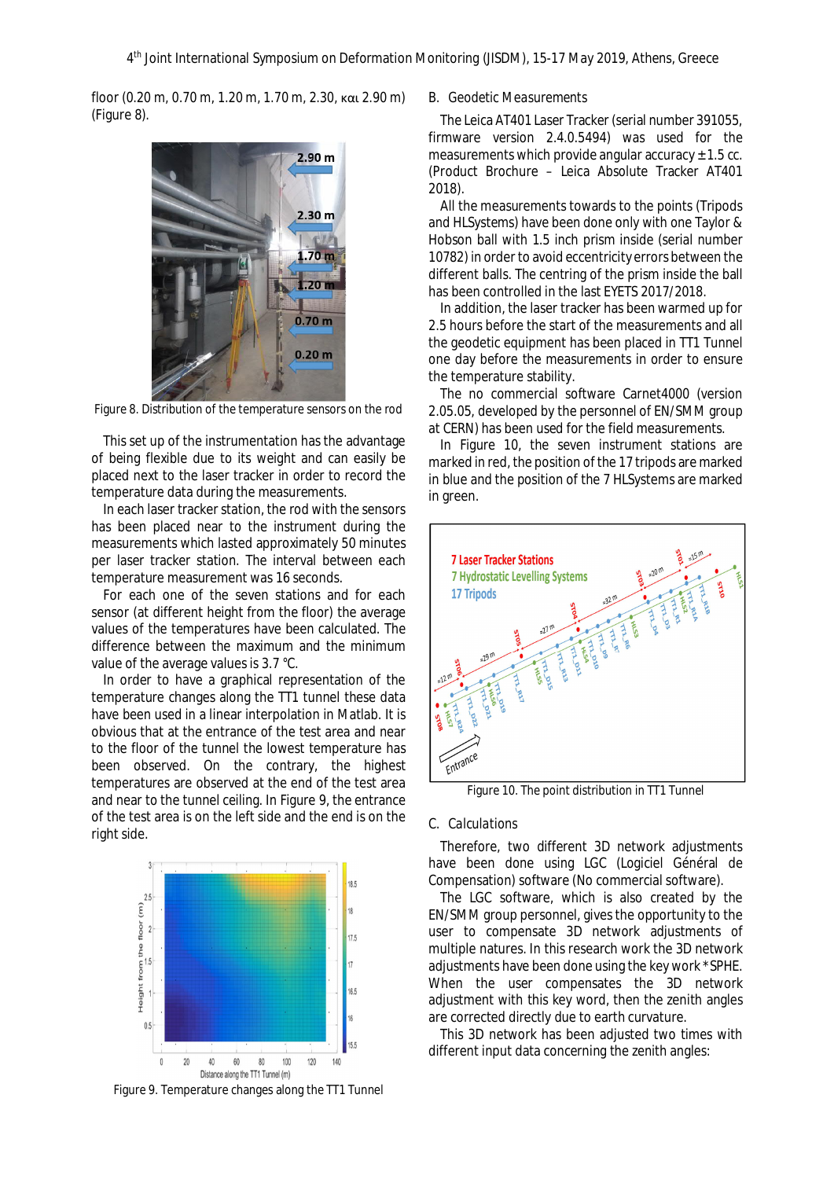floor (0.20 m, 0.70 m, 1.20 m, 1.70 m, 2.30, και 2.90 m) (Figure 8).

Figure 8. Distribution of the temperature sensors on the rod

This set up of the instrumentation has the advantage of being flexible due to its weight and can easily be placed next to the laser tracker in order to record the temperature data during the measurements.

In each laser tracker station, the rod with the sensors has been placed near to the instrument during the measurements which lasted approximately 50 minutes per laser tracker station. The interval between each temperature measurement was 16 seconds.

For each one of the seven stations and for each sensor (at different height from the floor) the average values of the temperatures have been calculated. The difference between the maximum and the minimum value of the average values is 3.7 °C.

In order to have a graphical representation of the temperature changes along the TT1 tunnel these data have been used in a linear interpolation in Matlab. It is obvious that at the entrance of the test area and near to the floor of the tunnel the lowest temperature has been observed. On the contrary, the highest temperatures are observed at the end of the test area and near to the tunnel ceiling. In Figure 9, the entrance of the test area is on the left side and the end is on the right side.

Figure 9. Temperature changes along the TT1 Tunnel

## B. Geodetic Measurements

The Leica AT401 Laser Tracker (serial number 391055, firmware version 2.4.0.5494) was used for the measurements which provide angular accuracy ±1.5 cc. (Product Brochure – Leica Absolute Tracker AT401 2018).

All the measurements towards to the points (Tripods and HLSystems) have been done only with one Taylor & Hobson ball with 1.5 inch prism inside (serial number 10782) in order to avoid eccentricity errors between the different balls. The centring of the prism inside the ball has been controlled in the last EYETS 2017/2018.

In addition, the laser tracker has been warmed up for 2.5 hours before the start of the measurements and all the geodetic equipment has been placed in TT1 Tunnel one day before the measurements in order to ensure the temperature stability.

The no commercial software Carnet4000 (version 2.05.05, developed by the personnel of EN/SMM group at CERN) has been used for the field measurements.

In Figure 10, the seven instrument stations are marked in red, the position of the 17 tripods are marked in blue and the position of the 7 HLSystems are marked in green.

Figure 10. The point distribution in TT1 Tunnel

## C. Calculations

Therefore, two different 3D network adjustments have been done using LGC (Logiciel Général de Compensation) software (No commercial software).

The LGC software, which is also created by the EN/SMM group personnel, gives the opportunity to the user to compensate 3D network adjustments of multiple natures. In this research work the 3D network adjustments have been done using the key work *SPHE. When the user compensates the 3D network adjustment with this key word, then the zenith angles are corrected directly due to earth curvature.

This 3D network has been adjusted two times with different input data concerning the zenith angles: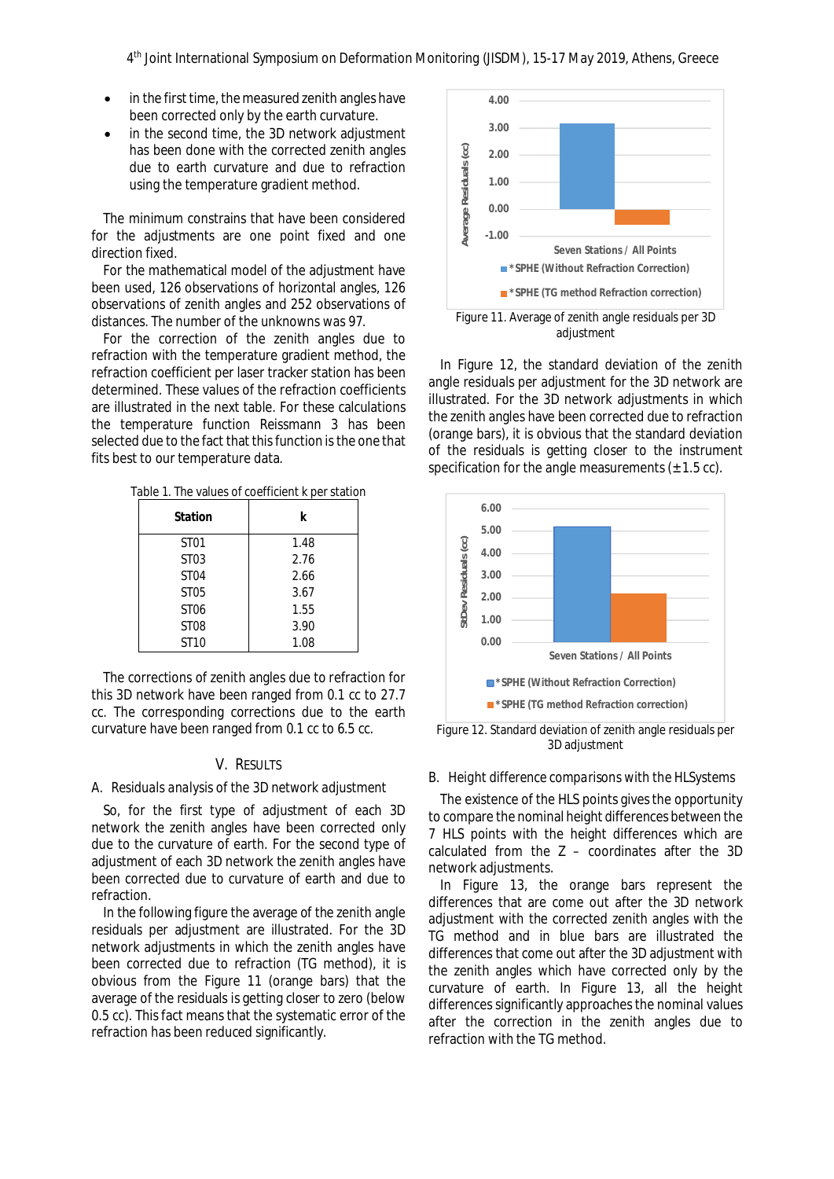- in the first time, the measured zenith angles have been corrected only by the earth curvature.
- in the second time, the 3D network adjustment has been done with the corrected zenith angles due to earth curvature and due to refraction using the temperature gradient method.

The minimum constrains that have been considered for the adjustments are one point fixed and one direction fixed.

For the mathematical model of the adjustment have been used, 126 observations of horizontal angles, 126 observations of zenith angles and 252 observations of distances. The number of the unknowns was 97.

For the correction of the zenith angles due to refraction with the temperature gradient method, the refraction coefficient per laser tracker station has been determined. These values of the refraction coefficients are illustrated in the next table. For these calculations the temperature function Reissmann 3 has been selected due to the fact that this function is the one that fits best to our temperature data.

Table 1. The values of coefficient k per station

| Station | k |
|---|---|
| ST01 | 1.48 |
| ST03 | 2.76 |
| ST04 | 2.66 |
| ST05 | 3.67 |
| ST06 | 1.55 |
| ST08 | 3.90 |
| ST10 | 1.08 |

The corrections of zenith angles due to refraction for this 3D network have been ranged from 0.1 cc to 27.7 cc. The corresponding corrections due to the earth curvature have been ranged from 0.1 cc to 6.5 cc.

## V. Results

### A. Residuals analysis of the 3D network adjustment

So, for the first type of adjustment of each 3D network the zenith angles have been corrected only due to the curvature of earth. For the second type of adjustment of each 3D network the zenith angles have been corrected due to curvature of earth and due to refraction.

In the following figure the average of the zenith angle residuals per adjustment are illustrated. For the 3D network adjustments in which the zenith angles have been corrected due to refraction (TG method), it is obvious from the Figure 11 (orange bars) that the average of the residuals is getting closer to zero (below 0.5 cc). This fact means that the systematic error of the refraction has been reduced significantly.

Figure 11. Average of zenith angle residuals per 3D adjustment

In Figure 12, the standard deviation of the zenith angle residuals per adjustment for the 3D network are illustrated. For the 3D network adjustments in which the zenith angles have been corrected due to refraction (orange bars), it is obvious that the standard deviation of the residuals is getting closer to the instrument specification for the angle measurements (±1.5 cc).

Figure 12. Standard deviation of zenith angle residuals per 3D adjustment

### B. Height difference comparisons with the HLSystems

The existence of the HLS points gives the opportunity to compare the nominal height differences between the 7 HLS points with the height differences which are calculated from the Z – coordinates after the 3D network adjustments.

In Figure 13, the orange bars represent the differences that are come out after the 3D network adjustment with the corrected zenith angles with the TG method and in blue bars are illustrated the differences that come out after the 3D adjustment with the zenith angles which have corrected only by the curvature of earth. In Figure 13, all the height differences significantly approaches the nominal values after the correction in the zenith angles due to refraction with the TG method.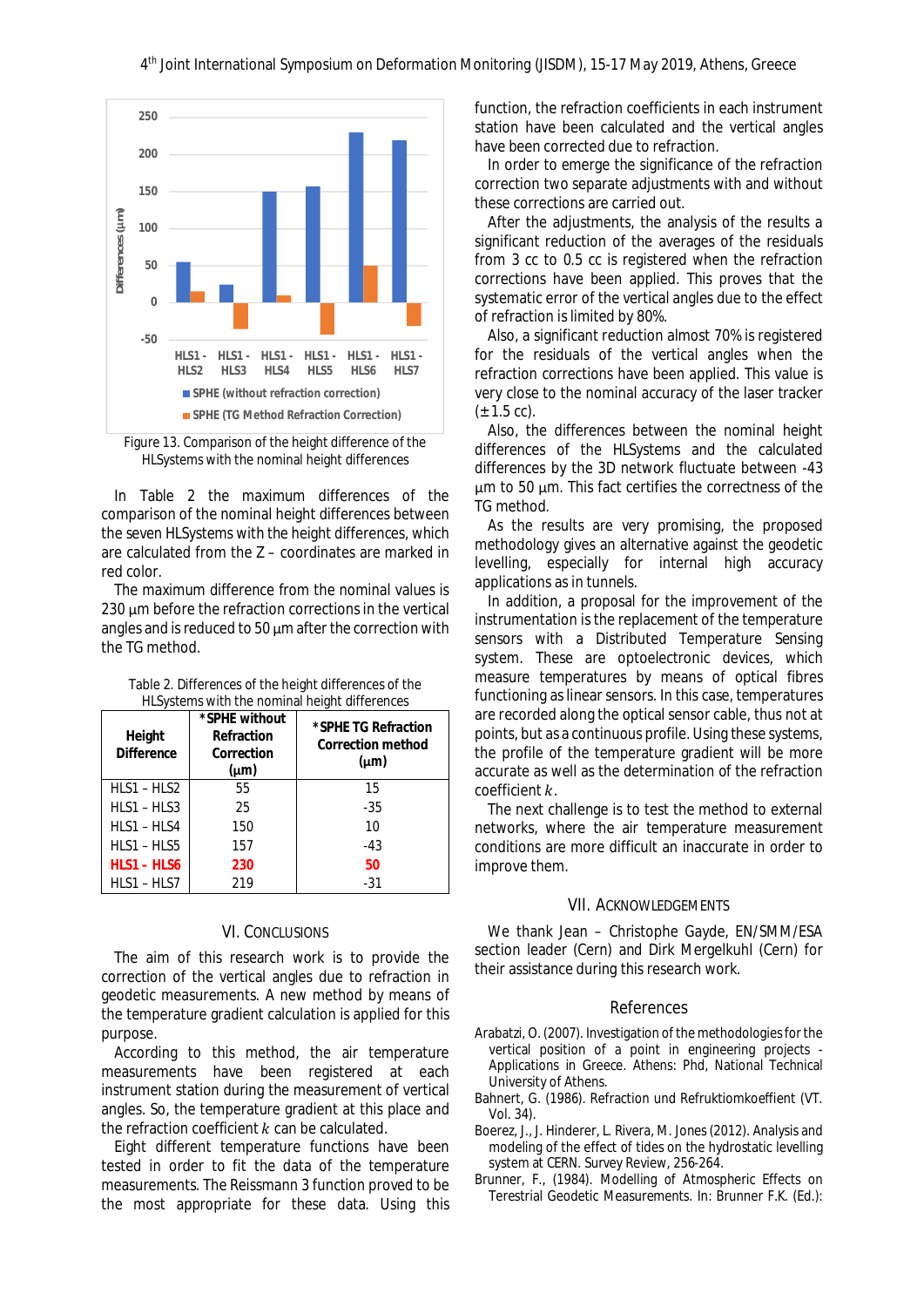Figure 13. Comparison of the height difference of the HLSystems with the nominal height differences

In Table 2 the maximum differences of the comparison of the nominal height differences between the seven HLSystems with the height differences, which are calculated from the Z – coordinates are marked in red color.

The maximum difference from the nominal values is 230 μm before the refraction corrections in the vertical angles and is reduced to 50 μm after the correction with the TG method.

Table 2. Differences of the height differences of the HLSystems with the nominal height differences

| Height Difference | *SPHE without Refraction Correction (μm) | *SPHE TG Refraction Correction method (μm) |
|---|---|---|
| HLS1 – HLS2 | 55 | 15 |
| HLS1 – HLS3 | 25 | -35 |
| HLS1 – HLS4 | 150 | 10 |
| HLS1 – HLS5 | 157 | -43 |
| **HLS1 – HLS6** | **230** | **50** |
| HLS1 – HLS7 | 219 | -31 |

## VI. Conclusions

The aim of this research work is to provide the correction of the vertical angles due to refraction in geodetic measurements. A new method by means of the temperature gradient calculation is applied for this purpose.

According to this method, the air temperature measurements have been registered at each instrument station during the measurement of vertical angles. So, the temperature gradient at this place and the refraction coefficient $k$ can be calculated.

Eight different temperature functions have been tested in order to fit the data of the temperature measurements. The Reissmann 3 function proved to be the most appropriate for these data. Using this function, the refraction coefficients in each instrument station have been calculated and the vertical angles have been corrected due to refraction.

In order to emerge the significance of the refraction correction two separate adjustments with and without these corrections are carried out.

After the adjustments, the analysis of the results a significant reduction of the averages of the residuals from 3 cc to 0.5 cc is registered when the refraction corrections have been applied. This proves that the systematic error of the vertical angles due to the effect of refraction is limited by 80%.

Also, a significant reduction almost 70% is registered for the residuals of the vertical angles when the refraction corrections have been applied. This value is very close to the nominal accuracy of the laser tracker (±1.5 cc).

Also, the differences between the nominal height differences of the HLSystems and the calculated differences by the 3D network fluctuate between -43 μm to 50 μm. This fact certifies the correctness of the TG method.

As the results are very promising, the proposed methodology gives an alternative against the geodetic levelling, especially for internal high accuracy applications as in tunnels.

In addition, a proposal for the improvement of the instrumentation is the replacement of the temperature sensors with a Distributed Temperature Sensing system. These are optoelectronic devices, which measure temperatures by means of optical fibres functioning as linear sensors. In this case, temperatures are recorded along the optical sensor cable, thus not at points, but as a continuous profile. Using these systems, the profile of the temperature gradient will be more accurate as well as the determination of the refraction coefficient $k$.

The next challenge is to test the method to external networks, where the air temperature measurement conditions are more difficult an inaccurate in order to improve them.

## VII. Acknowledgements

We thank Jean – Christophe Gayde, EN/SMM/ESA section leader (Cern) and Dirk Mergelkuhl (Cern) for their assistance during this research work.

## References

Arabatzi, O. (2007). Investigation of the methodologies for the vertical position of a point in engineering projects - Applications in Greece. Athens: Phd, National Technical University of Athens.

Bahnert, G. (1986). Refraction und Refruktiomkoeffient (VT. Vol. 34).

Boerez, J., J. Hinderer, L. Rivera, M. Jones (2012). Analysis and modeling of the effect of tides on the hydrostatic levelling system at CERN. Survey Review, 256-264.

Brunner, F., (1984). Modelling of Atmospheric Effects on Terestrial Geodetic Measurements. In: Brunner F.K. (Ed.):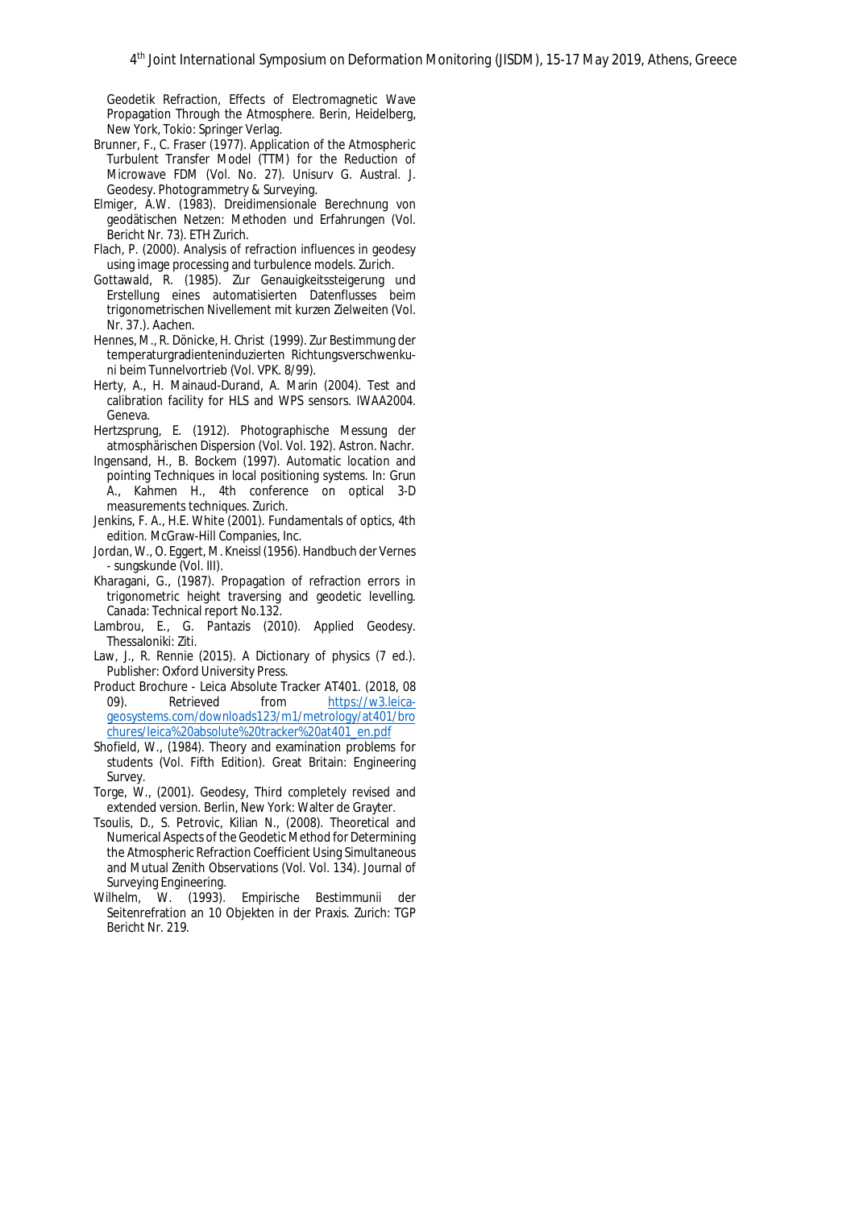Geodetik Refraction, Effects of Electromagnetic Wave Propagation Through the Atmosphere. Berin, Heidelberg, New York, Tokio: Springer Verlag.

Brunner, F., C. Fraser (1977). Application of the Atmospheric Turbulent Transfer Model (TTM) for the Reduction of Microwave FDM (Vol. No. 27). Unisurv G. Austral. J. Geodesy. Photogrammetry & Surveying.

Elmiger, A.W. (1983). Dreidimensionale Berechnung von geodätischen Netzen: Methoden und Erfahrungen (Vol. Bericht Nr. 73). ETH Zurich.

Flach, P. (2000). Analysis of refraction influences in geodesy using image processing and turbulence models. Zurich.

Gottawald, R. (1985). Zur Genauigkeitssteigerung und Erstellung eines automatisierten Datenflusses beim trigonometrischen Nivellement mit kurzen Zielweiten (Vol. Nr. 37.). Aachen.

Hennes, M., R. Dönicke, H. Christ (1999). Zur Bestimmung der temperaturgradienteninduzierten Richtungsverschwenku-ni beim Tunnelvortrieb (Vol. VPK. 8/99).

Herty, A., H. Mainaud-Durand, A. Marin (2004). Test and calibration facility for HLS and WPS sensors. IWAA2004. Geneva.

Hertzsprung, E. (1912). Photographische Messung der atmosphärischen Dispersion (Vol. Vol. 192). Astron. Nachr.

Ingensand, H., B. Bockem (1997). Automatic location and pointing Techniques in local positioning systems. In: Grun A., Kahmen H., 4th conference on optical 3-D measurements techniques. Zurich.

Jenkins, F. A., H.E. White (2001). Fundamentals of optics, 4th edition. McGraw-Hill Companies, Inc.

Jordan, W., O. Eggert, M. Kneissl (1956). Handbuch der Vernes - sungskunde (Vol. III).

Kharagani, G., (1987). Propagation of refraction errors in trigonometric height traversing and geodetic levelling. Canada: Technical report No.132.

Lambrou, E., G. Pantazis (2010). Applied Geodesy. Thessaloniki: Ziti.

Law, J., R. Rennie (2015). A Dictionary of physics (7 ed.). Publisher: Oxford University Press.

Product Brochure - Leica Absolute Tracker AT401. (2018, 08 09). Retrieved from https://w3.leica-geosystems.com/downloads123/m1/metrology/at401/brochures/leica%20absolute%20tracker%20at401_en.pdf

Shofield, W., (1984). Theory and examination problems for students (Vol. Fifth Edition). Great Britain: Engineering Survey.

Torge, W., (2001). Geodesy, Third completely revised and extended version. Berlin, New York: Walter de Grayter.

Tsoulis, D., S. Petrovic, Kilian N., (2008). Theoretical and Numerical Aspects of the Geodetic Method for Determining the Atmospheric Refraction Coefficient Using Simultaneous and Mutual Zenith Observations (Vol. Vol. 134). Journal of Surveying Engineering.

Wilhelm, W. (1993). Empirische Bestimmunii der Seitenrefration an 10 Objekten in der Praxis. Zurich: TGP Bericht Nr. 219.